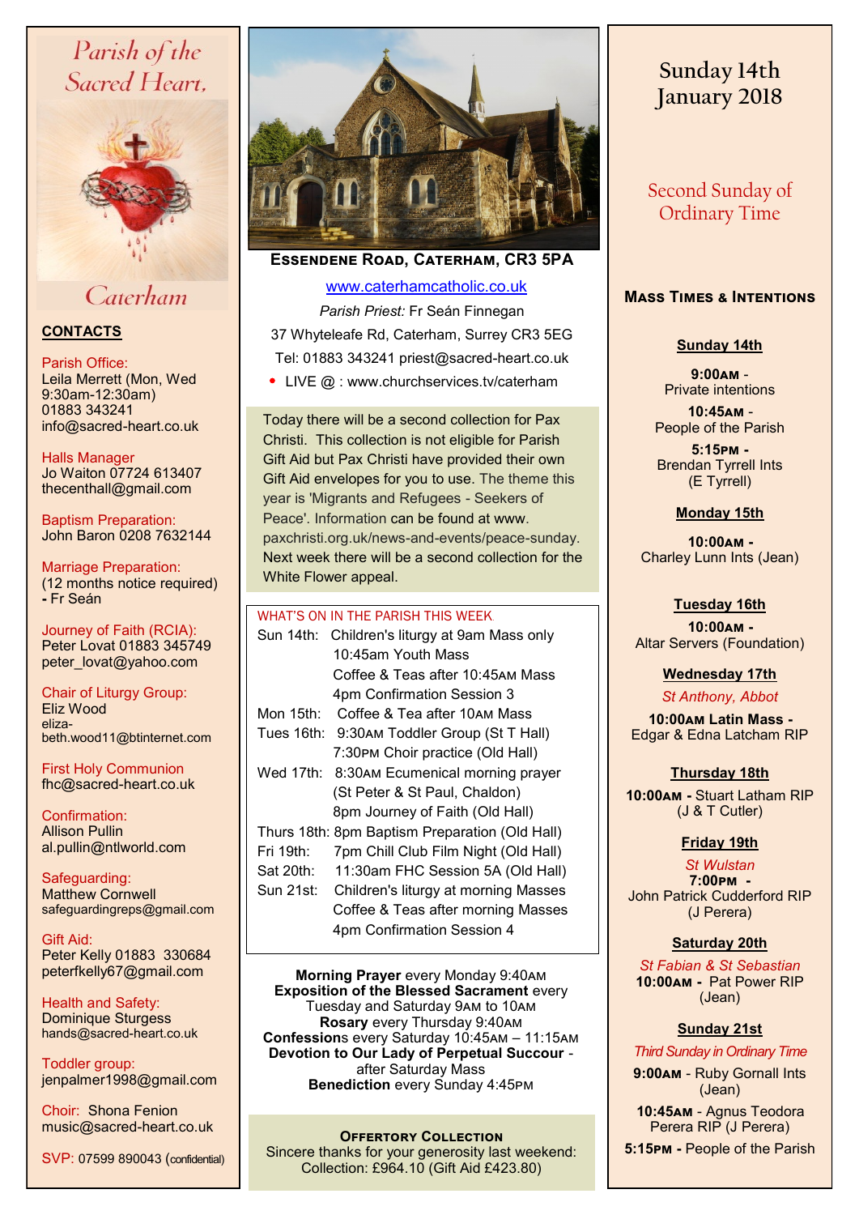# Parish of the Sacred Heart, Caterham

## CONTACTS

Parish Office:
Leila Merrett (Mon, Wed 9:30am-12:30am)
01883 343241
info@sacred-heart.co.uk

Halls Manager
Jo Waiton 07724 613407
thecenthall@gmail.com

Baptism Preparation:
John Baron 0208 7632144

Marriage Preparation:
(12 months notice required) - Fr Seán

Journey of Faith (RCIA):
Peter Lovat 01883 345749
peter_lovat@yahoo.com

Chair of Liturgy Group:
Eliz Wood
eliza-beth.wood11@btinternet.com

First Holy Communion
fhc@sacred-heart.co.uk

Confirmation:
Allison Pullin
al.pullin@ntlworld.com

Safeguarding:
Matthew Cornwell
safeguardingreps@gmail.com

Gift Aid:
Peter Kelly 01883 330684
peterfkelly67@gmail.com

Health and Safety:
Dominique Sturgess
hands@sacred-heart.co.uk

Toddler group:
jenpalmer1998@gmail.com

Choir: Shona Fenion
music@sacred-heart.co.uk

SVP: 07599 890043 (confidential)

**ESSENDENE ROAD, CATERHAM, CR3 5PA**

www.caterhamcatholic.co.uk

*Parish Priest:* Fr Seán Finnegan
37 Whyteleafe Rd, Caterham, Surrey CR3 5EG
Tel: 01883 343241 priest@sacred-heart.co.uk

- LIVE @ : www.churchservices.tv/caterham

Today there will be a second collection for Pax Christi. This collection is not eligible for Parish Gift Aid but Pax Christi have provided their own Gift Aid envelopes for you to use. The theme this year is 'Migrants and Refugees - Seekers of Peace'. Information can be found at www.paxchristi.org.uk/news-and-events/peace-sunday. Next week there will be a second collection for the White Flower appeal.

## WHAT'S ON IN THE PARISH THIS WEEK

Sun 14th: Children's liturgy at 9am Mass only
10:45am Youth Mass
Coffee & Teas after 10:45AM Mass
4pm Confirmation Session 3
Mon 15th: Coffee & Tea after 10AM Mass
Tues 16th: 9:30AM Toddler Group (St T Hall)
7:30PM Choir practice (Old Hall)
Wed 17th: 8:30AM Ecumenical morning prayer (St Peter & St Paul, Chaldon)
8pm Journey of Faith (Old Hall)
Thurs 18th: 8pm Baptism Preparation (Old Hall)
Fri 19th: 7pm Chill Club Film Night (Old Hall)
Sat 20th: 11:30am FHC Session 5A (Old Hall)
Sun 21st: Children's liturgy at morning Masses
Coffee & Teas after morning Masses
4pm Confirmation Session 4

**Morning Prayer** every Monday 9:40AM
**Exposition of the Blessed Sacrament** every Tuesday and Saturday 9AM to 10AM
**Rosary** every Thursday 9:40AM
**Confessions** every Saturday 10:45AM – 11:15AM
**Devotion to Our Lady of Perpetual Succour** - after Saturday Mass
**Benediction** every Sunday 4:45PM

**OFFERTORY COLLECTION**
Sincere thanks for your generosity last weekend:
Collection: £964.10 (Gift Aid £423.80)

# Sunday 14th January 2018

## Second Sunday of Ordinary Time

### MASS TIMES & INTENTIONS

**Sunday 14th**

**9:00AM** - Private intentions
**10:45AM** - People of the Parish
**5:15PM** - Brendan Tyrrell Ints (E Tyrrell)

**Monday 15th**

**10:00AM** - Charley Lunn Ints (Jean)

**Tuesday 16th**

**10:00AM** - Altar Servers (Foundation)

**Wednesday 17th**

*St Anthony, Abbot*
**10:00AM Latin Mass** - Edgar & Edna Latcham RIP

**Thursday 18th**

**10:00AM** - Stuart Latham RIP (J & T Cutler)

**Friday 19th**

*St Wulstan*
**7:00PM** - John Patrick Cudderford RIP (J Perera)

**Saturday 20th**

*St Fabian & St Sebastian*
**10:00AM** - Pat Power RIP (Jean)

**Sunday 21st**

*Third Sunday in Ordinary Time*
**9:00AM** - Ruby Gornall Ints (Jean)
**10:45AM** - Agnus Teodora Perera RIP (J Perera)
**5:15PM** - People of the Parish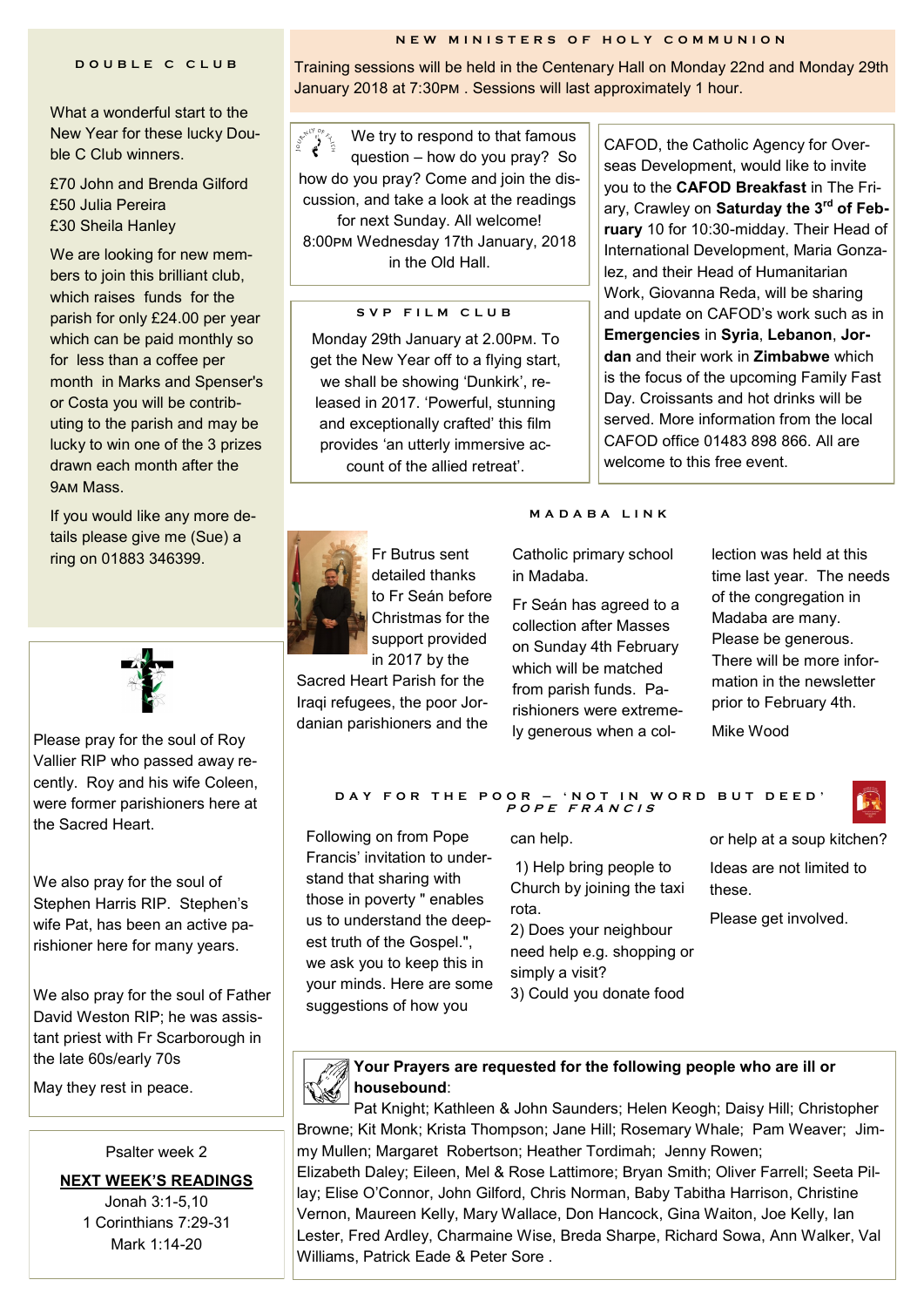## DOUBLE C CLUB

What a wonderful start to the New Year for these lucky Double C Club winners.

£70 John and Brenda Gilford
£50 Julia Pereira
£30 Sheila Hanley

We are looking for new members to join this brilliant club, which raises funds for the parish for only £24.00 per year which can be paid monthly so for less than a coffee per month in Marks and Spenser's or Costa you will be contributing to the parish and may be lucky to win one of the 3 prizes drawn each month after the 9AM Mass.

If you would like any more details please give me (Sue) a ring on 01883 346399.

Please pray for the soul of Roy Vallier RIP who passed away recently. Roy and his wife Coleen, were former parishioners here at the Sacred Heart.

We also pray for the soul of Stephen Harris RIP. Stephen's wife Pat, has been an active parishioner here for many years.

We also pray for the soul of Father David Weston RIP; he was assistant priest with Fr Scarborough in the late 60s/early 70s

May they rest in peace.

Psalter week 2

**NEXT WEEK'S READINGS**

Jonah 3:1-5,10
1 Corinthians 7:29-31
Mark 1:14-20

## NEW MINISTERS OF HOLY COMMUNION

Training sessions will be held in the Centenary Hall on Monday 22nd and Monday 29th January 2018 at 7:30PM . Sessions will last approximately 1 hour.

We try to respond to that famous question – how do you pray? So how do you pray? Come and join the discussion, and take a look at the readings for next Sunday. All welcome!
8:00PM Wednesday 17th January, 2018 in the Old Hall.

## SVP FILM CLUB

Monday 29th January at 2.00PM. To get the New Year off to a flying start, we shall be showing 'Dunkirk', released in 2017. 'Powerful, stunning and exceptionally crafted' this film provides 'an utterly immersive account of the allied retreat'.

CAFOD, the Catholic Agency for Overseas Development, would like to invite you to the **CAFOD Breakfast** in The Friary, Crawley on **Saturday the 3rd of February** 10 for 10:30-midday. Their Head of International Development, Maria Gonzalez, and their Head of Humanitarian Work, Giovanna Reda, will be sharing and update on CAFOD's work such as in **Emergencies** in **Syria**, **Lebanon**, **Jordan** and their work in **Zimbabwe** which is the focus of the upcoming Family Fast Day. Croissants and hot drinks will be served. More information from the local CAFOD office 01483 898 866. All are welcome to this free event.

## MADABA LINK

Fr Butrus sent detailed thanks to Fr Seán before Christmas for the support provided in 2017 by the Sacred Heart Parish for the Iraqi refugees, the poor Jordanian parishioners and the Catholic primary school in Madaba.

Fr Seán has agreed to a collection after Masses on Sunday 4th February which will be matched from parish funds. Parishioners were extremely generous when a collection was held at this time last year. The needs of the congregation in Madaba are many. Please be generous. There will be more information in the newsletter prior to February 4th.

Mike Wood

## DAY FOR THE POOR – 'NOT IN WORD BUT DEED' *POPE FRANCIS*

Following on from Pope Francis' invitation to understand that sharing with those in poverty " enables us to understand the deepest truth of the Gospel.", we ask you to keep this in your minds. Here are some suggestions of how you can help.

1) Help bring people to Church by joining the taxi rota.
2) Does your neighbour need help e.g. shopping or simply a visit?
3) Could you donate food or help at a soup kitchen?

Ideas are not limited to these.

Please get involved.

**Your Prayers are requested for the following people who are ill or housebound**:
Pat Knight; Kathleen & John Saunders; Helen Keogh; Daisy Hill; Christopher Browne; Kit Monk; Krista Thompson; Jane Hill; Rosemary Whale; Pam Weaver; Jimmy Mullen; Margaret Robertson; Heather Tordimah; Jenny Rowen;
Elizabeth Daley; Eileen, Mel & Rose Lattimore; Bryan Smith; Oliver Farrell; Seeta Pillay; Elise O'Connor, John Gilford, Chris Norman, Baby Tabitha Harrison, Christine Vernon, Maureen Kelly, Mary Wallace, Don Hancock, Gina Waiton, Joe Kelly, Ian Lester, Fred Ardley, Charmaine Wise, Breda Sharpe, Richard Sowa, Ann Walker, Val Williams, Patrick Eade & Peter Sore .